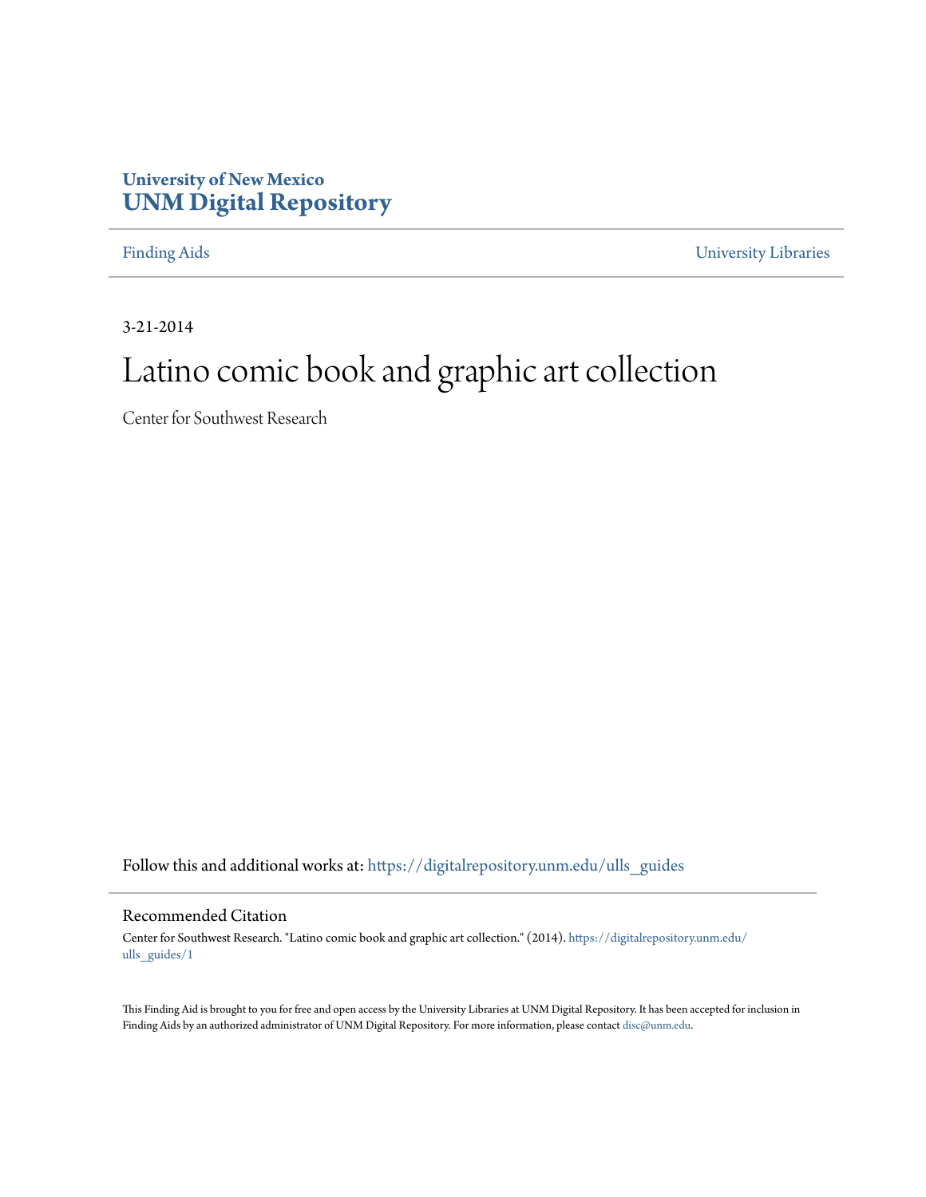University of New Mexico
**UNM Digital Repository**

Finding Aids | University Libraries

3-21-2014

# Latino comic book and graphic art collection

Center for Southwest Research

Follow this and additional works at: https://digitalrepository.unm.edu/ulls_guides

## Recommended Citation

Center for Southwest Research. "Latino comic book and graphic art collection." (2014). https://digitalrepository.unm.edu/ulls_guides/1

This Finding Aid is brought to you for free and open access by the University Libraries at UNM Digital Repository. It has been accepted for inclusion in Finding Aids by an authorized administrator of UNM Digital Repository. For more information, please contact disc@unm.edu.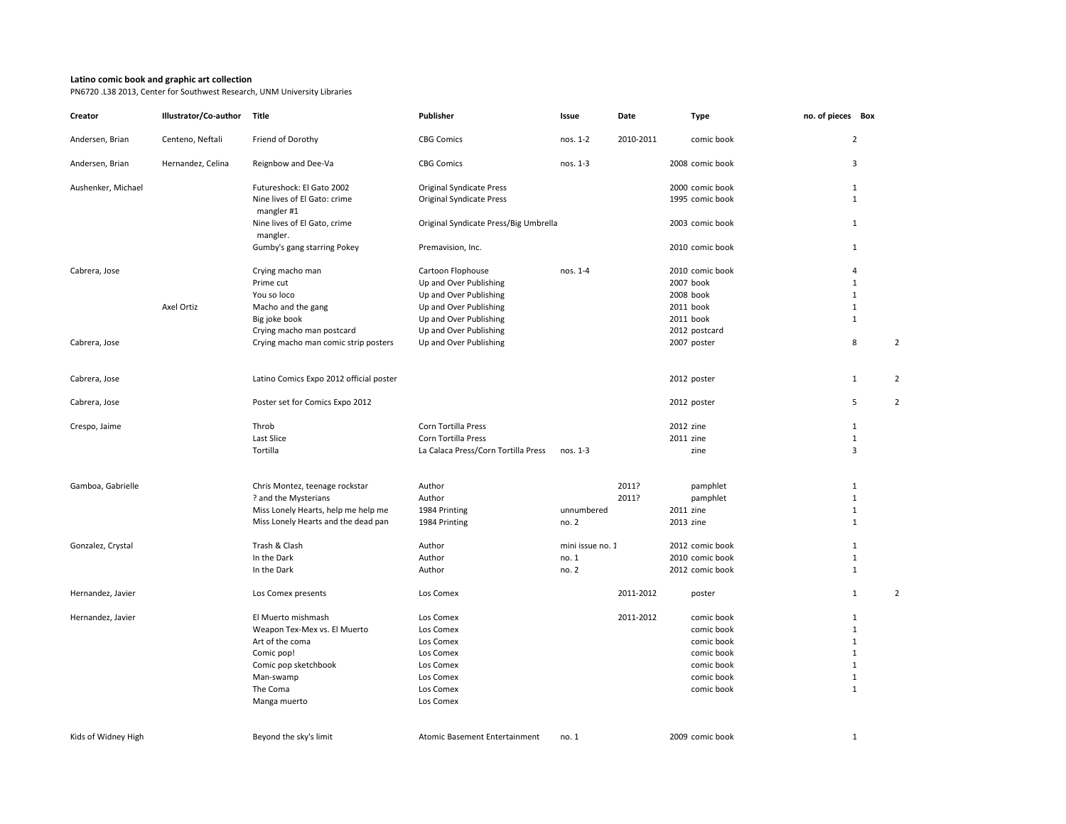**Latino comic book and graphic art collection**

PN6720 .L38 2013, Center for Southwest Research, UNM University Libraries

| Creator | Illustrator/Co-author | Title | Publisher | Issue | Date | Type | no. of pieces | Box |
|---|---|---|---|---|---|---|---|---|
| Andersen, Brian | Centeno, Neftali | Friend of Dorothy | CBG Comics | nos. 1-2 | 2010-2011 | comic book | 2 | |
| Andersen, Brian | Hernandez, Celina | Reignbow and Dee-Va | CBG Comics | nos. 1-3 | 2008 | comic book | 3 | |
| Aushenker, Michael | | Futureshock: El Gato 2002 | Original Syndicate Press | | 2000 | comic book | 1 | |
| | | Nine lives of El Gato: crime mangler #1 | Original Syndicate Press | | 1995 | comic book | 1 | |
| | | Nine lives of El Gato, crime mangler. | Original Syndicate Press/Big Umbrella | | 2003 | comic book | 1 | |
| | | Gumby's gang starring Pokey | Premavision, Inc. | | 2010 | comic book | 1 | |
| Cabrera, Jose | | Crying macho man | Cartoon Flophouse | nos. 1-4 | 2010 | comic book | 4 | |
| | | Prime cut | Up and Over Publishing | | 2007 | book | 1 | |
| | | You so loco | Up and Over Publishing | | 2008 | book | 1 | |
| | Axel Ortiz | Macho and the gang | Up and Over Publishing | | 2011 | book | 1 | |
| | | Big joke book | Up and Over Publishing | | 2011 | book | 1 | |
| | | Crying macho man postcard | Up and Over Publishing | | 2012 | postcard | | |
| Cabrera, Jose | | Crying macho man comic strip posters | Up and Over Publishing | | 2007 | poster | 8 | 2 |
| Cabrera, Jose | | Latino Comics Expo 2012 official poster | | | 2012 | poster | 1 | 2 |
| Cabrera, Jose | | Poster set for Comics Expo 2012 | | | 2012 | poster | 5 | 2 |
| Crespo, Jaime | | Throb | Corn Tortilla Press | | 2012 | zine | 1 | |
| | | Last Slice | Corn Tortilla Press | | 2011 | zine | 1 | |
| | | Tortilla | La Calaca Press/Corn Tortilla Press | nos. 1-3 | | zine | 3 | |
| Gamboa, Gabrielle | | Chris Montez, teenage rockstar | Author | | 2011? | pamphlet | 1 | |
| | | ? and the Mysterians | Author | | 2011? | pamphlet | 1 | |
| | | Miss Lonely Hearts, help me help me | 1984 Printing | unnumbered | 2011 | zine | 1 | |
| | | Miss Lonely Hearts and the dead pan | 1984 Printing | no. 2 | 2013 | zine | 1 | |
| Gonzalez, Crystal | | Trash & Clash | Author | mini issue no. 1 | 2012 | comic book | 1 | |
| | | In the Dark | Author | no. 1 | 2010 | comic book | 1 | |
| | | In the Dark | Author | no. 2 | 2012 | comic book | 1 | |
| Hernandez, Javier | | Los Comex presents | Los Comex | | 2011-2012 | poster | 1 | 2 |
| Hernandez, Javier | | El Muerto mishmash | Los Comex | | 2011-2012 | comic book | 1 | |
| | | Weapon Tex-Mex vs. El Muerto | Los Comex | | | comic book | 1 | |
| | | Art of the coma | Los Comex | | | comic book | 1 | |
| | | Comic pop! | Los Comex | | | comic book | 1 | |
| | | Comic pop sketchbook | Los Comex | | | comic book | 1 | |
| | | Man-swamp | Los Comex | | | comic book | 1 | |
| | | The Coma | Los Comex | | | comic book | 1 | |
| | | Manga muerto | Los Comex | | | | | |
| Kids of Widney High | | Beyond the sky's limit | Atomic Basement Entertainment | no. 1 | 2009 | comic book | 1 | |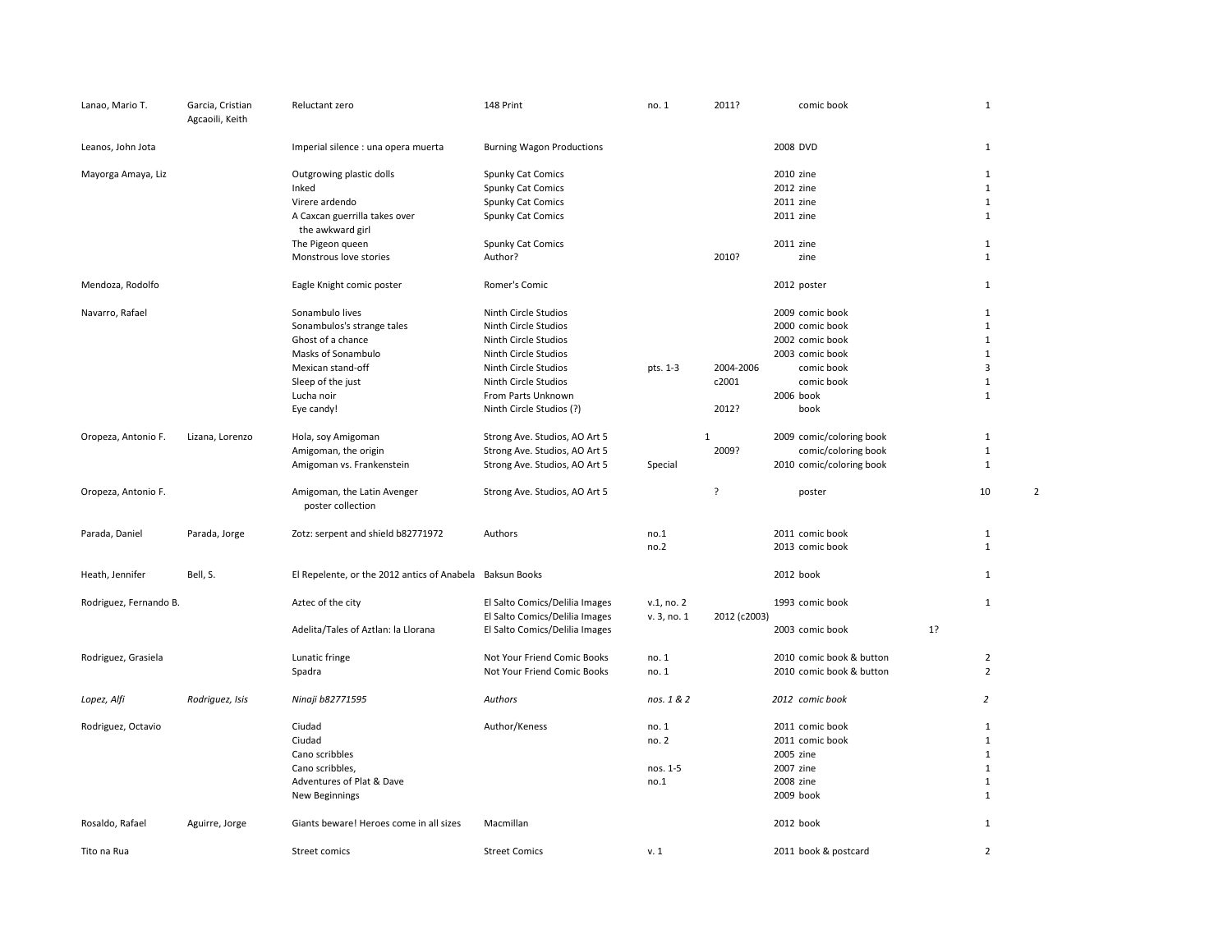| | | | | | | | | | | |
|---|---|---|---|---|---|---|---|---|---|---|
| Lanao, Mario T. | Garcia, Cristian Agcaoili, Keith | Reluctant zero | 148 Print | no. 1 | 2011? | | comic book | | 1 | |
| Leanos, John Jota | | Imperial silence : una opera muerta | Burning Wagon Productions | | | 2008 | DVD | | 1 | |
| Mayorga Amaya, Liz | | Outgrowing plastic dolls | Spunky Cat Comics | | | 2010 | zine | | 1 | |
| | | Inked | Spunky Cat Comics | | | 2012 | zine | | 1 | |
| | | Virere ardendo | Spunky Cat Comics | | | 2011 | zine | | 1 | |
| | | A Caxcan guerrilla takes over the awkward girl | Spunky Cat Comics | | | 2011 | zine | | 1 | |
| | | The Pigeon queen | Spunky Cat Comics | | | 2011 | zine | | 1 | |
| | | Monstrous love stories | Author? | | 2010? | | zine | | 1 | |
| Mendoza, Rodolfo | | Eagle Knight comic poster | Romer's Comic | | | 2012 | poster | | 1 | |
| Navarro, Rafael | | Sonambulo lives | Ninth Circle Studios | | | 2009 | comic book | | 1 | |
| | | Sonambulos's strange tales | Ninth Circle Studios | | | 2000 | comic book | | 1 | |
| | | Ghost of a chance | Ninth Circle Studios | | | 2002 | comic book | | 1 | |
| | | Masks of Sonambulo | Ninth Circle Studios | | | 2003 | comic book | | 1 | |
| | | Mexican stand-off | Ninth Circle Studios | pts. 1-3 | 2004-2006 | | comic book | | 3 | |
| | | Sleep of the just | Ninth Circle Studios | | c2001 | | comic book | | 1 | |
| | | Lucha noir | From Parts Unknown | | | 2006 | book | | 1 | |
| | | Eye candy! | Ninth Circle Studios (?) | | 2012? | | book | | | |
| Oropeza, Antonio F. | Lizana, Lorenzo | Hola, soy Amigoman | Strong Ave. Studios, AO Art 5 | | 1 | 2009 | comic/coloring book | | 1 | |
| | | Amigoman, the origin | Strong Ave. Studios, AO Art 5 | | 2009? | | comic/coloring book | | 1 | |
| | | Amigoman vs. Frankenstein | Strong Ave. Studios, AO Art 5 | Special | | 2010 | comic/coloring book | | 1 | |
| Oropeza, Antonio F. | | Amigoman, the Latin Avenger poster collection | Strong Ave. Studios, AO Art 5 | | ? | | poster | | 10 | 2 |
| Parada, Daniel | Parada, Jorge | Zotz: serpent and shield b82771972 | Authors | no.1 | | 2011 | comic book | | 1 | |
| | | | | no.2 | | 2013 | comic book | | 1 | |
| Heath, Jennifer | Bell, S. | El Repelente, or the 2012 antics of Anabela | Baksun Books | | | 2012 | book | | 1 | |
| Rodriguez, Fernando B. | | Aztec of the city | El Salto Comics/Delilia Images | v.1, no. 2 | | 1993 | comic book | | 1 | |
| | | | El Salto Comics/Delilia Images | v. 3, no. 1 | 2012 (c2003) | | | | | |
| | | Adelita/Tales of Aztlan: la Llorana | El Salto Comics/Delilia Images | | | 2003 | comic book | 1? | | |
| Rodriguez, Grasiela | | Lunatic fringe | Not Your Friend Comic Books | no. 1 | | 2010 | comic book & button | | 2 | |
| | | Spadra | Not Your Friend Comic Books | no. 1 | | 2010 | comic book & button | | 2 | |
| *Lopez, Alfi* | *Rodriguez, Isis* | *Ninaji b82771595* | *Authors* | *nos. 1 & 2* | | *2012* | *comic book* | | *2* | |
| Rodriguez, Octavio | | Ciudad | Author/Keness | no. 1 | | 2011 | comic book | | 1 | |
| | | Ciudad | | no. 2 | | 2011 | comic book | | 1 | |
| | | Cano scribbles | | | | 2005 | zine | | 1 | |
| | | Cano scribbles, | | nos. 1-5 | | 2007 | zine | | 1 | |
| | | Adventures of Plat & Dave | | no.1 | | 2008 | zine | | 1 | |
| | | New Beginnings | | | | 2009 | book | | 1 | |
| Rosaldo, Rafael | Aguirre, Jorge | Giants beware! Heroes come in all sizes | Macmillan | | | 2012 | book | | 1 | |
| Tito na Rua | | Street comics | Street Comics | v. 1 | | 2011 | book & postcard | | 2 | |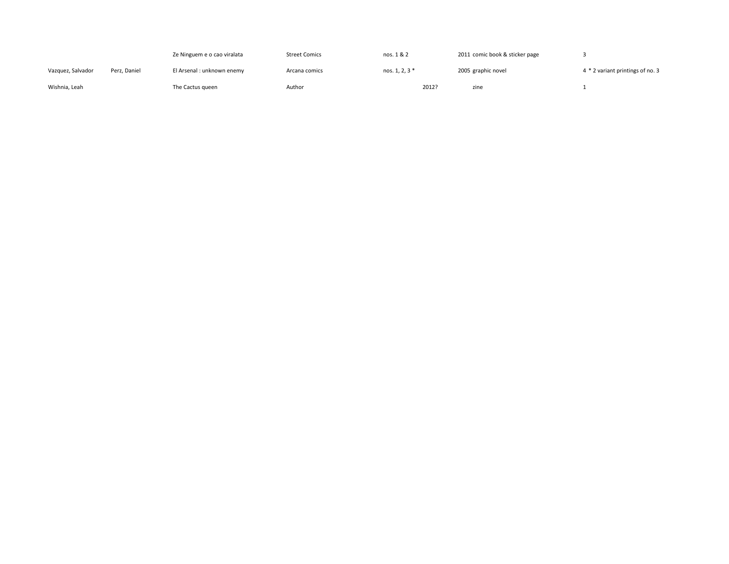| | | | | | | | | |
|---|---|---|---|---|---|---|---|---|
| | | Ze Ninguem e o cao viralata | Street Comics | nos. 1 & 2 | 2011 | comic book & sticker page | 3 | |
| Vazquez, Salvador | Perz, Daniel | El Arsenal : unknown enemy | Arcana comics | nos. 1, 2, 3 * | 2005 | graphic novel | 4 | * 2 variant printings of no. 3 |
| Wishnia, Leah | | The Cactus queen | Author | | 2012? | zine | 1 | |